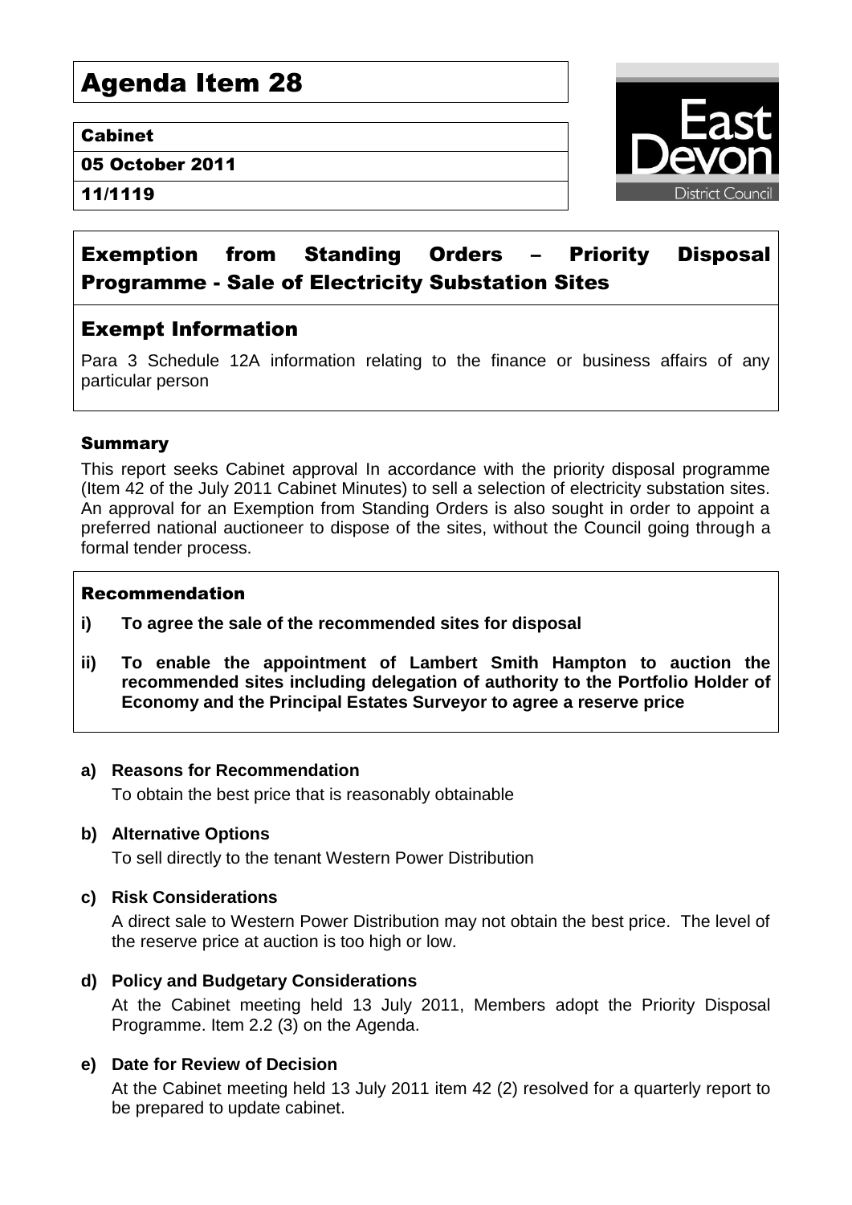# Agenda Item 28

**Cabinet**

**05 October 2011**

**11/1119**

## Exemption from Standing Orders – Priority Disposal Programme - Sale of Electricity Substation Sites

## Exempt Information

Para 3 Schedule 12A information relating to the finance or business affairs of any particular person

### Summary

This report seeks Cabinet approval In accordance with the priority disposal programme (Item 42 of the July 2011 Cabinet Minutes) to sell a selection of electricity substation sites. An approval for an Exemption from Standing Orders is also sought in order to appoint a preferred national auctioneer to dispose of the sites, without the Council going through a formal tender process.

### Recommendation

**i) To agree the sale of the recommended sites for disposal**

**ii) To enable the appointment of Lambert Smith Hampton to auction the recommended sites including delegation of authority to the Portfolio Holder of Economy and the Principal Estates Surveyor to agree a reserve price**

**a) Reasons for Recommendation**

To obtain the best price that is reasonably obtainable

**b) Alternative Options**

To sell directly to the tenant Western Power Distribution

**c) Risk Considerations**

A direct sale to Western Power Distribution may not obtain the best price. The level of the reserve price at auction is too high or low.

**d) Policy and Budgetary Considerations**

At the Cabinet meeting held 13 July 2011, Members adopt the Priority Disposal Programme. Item 2.2 (3) on the Agenda.

**e) Date for Review of Decision**

At the Cabinet meeting held 13 July 2011 item 42 (2) resolved for a quarterly report to be prepared to update cabinet.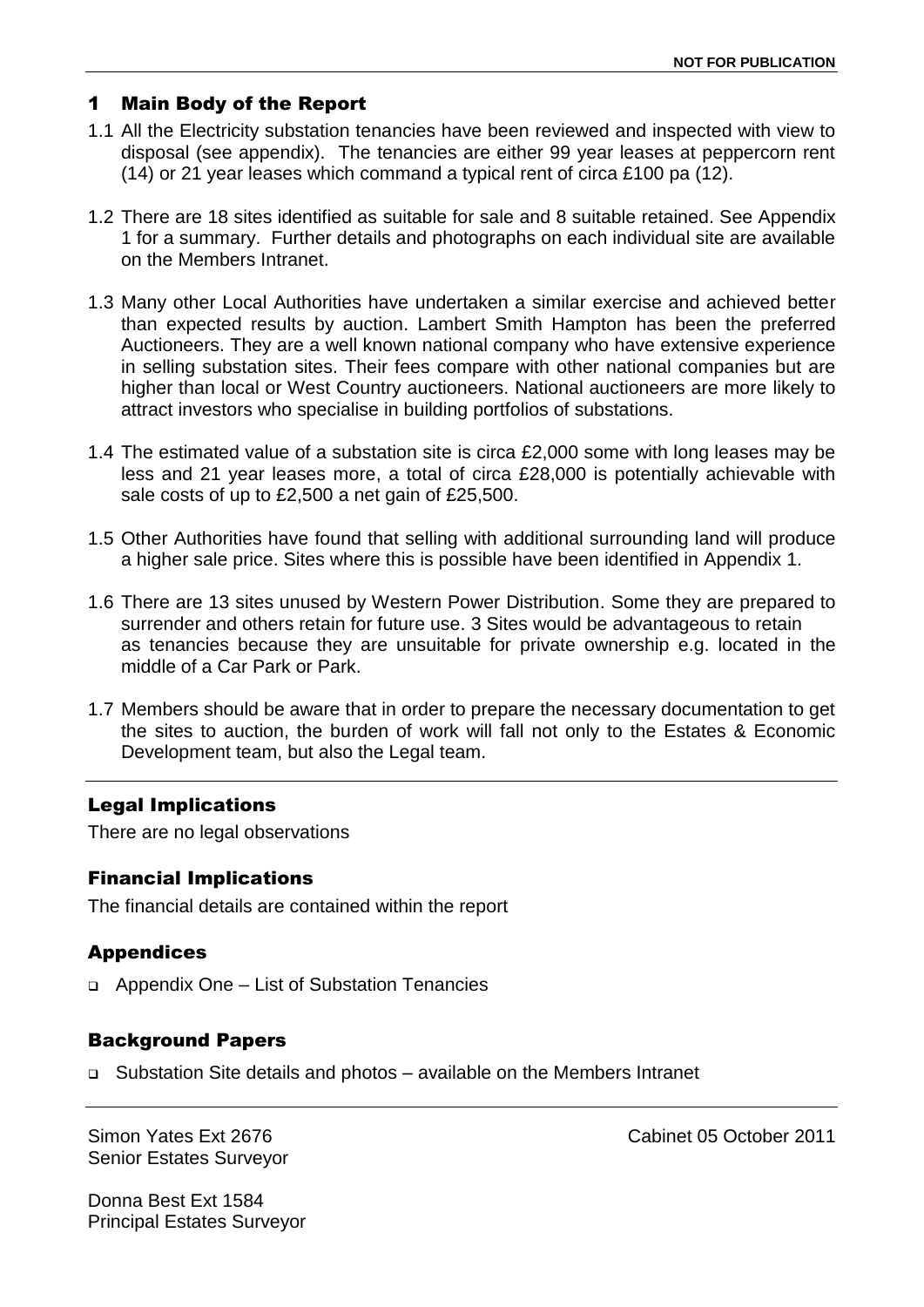# 1 Main Body of the Report

1.1 All the Electricity substation tenancies have been reviewed and inspected with view to disposal (see appendix). The tenancies are either 99 year leases at peppercorn rent (14) or 21 year leases which command a typical rent of circa £100 pa (12).

1.2 There are 18 sites identified as suitable for sale and 8 suitable retained. See Appendix 1 for a summary. Further details and photographs on each individual site are available on the Members Intranet.

1.3 Many other Local Authorities have undertaken a similar exercise and achieved better than expected results by auction. Lambert Smith Hampton has been the preferred Auctioneers. They are a well known national company who have extensive experience in selling substation sites. Their fees compare with other national companies but are higher than local or West Country auctioneers. National auctioneers are more likely to attract investors who specialise in building portfolios of substations.

1.4 The estimated value of a substation site is circa £2,000 some with long leases may be less and 21 year leases more, a total of circa £28,000 is potentially achievable with sale costs of up to £2,500 a net gain of £25,500.

1.5 Other Authorities have found that selling with additional surrounding land will produce a higher sale price. Sites where this is possible have been identified in Appendix 1.

1.6 There are 13 sites unused by Western Power Distribution. Some they are prepared to surrender and others retain for future use. 3 Sites would be advantageous to retain as tenancies because they are unsuitable for private ownership e.g. located in the middle of a Car Park or Park.

1.7 Members should be aware that in order to prepare the necessary documentation to get the sites to auction, the burden of work will fall not only to the Estates & Economic Development team, but also the Legal team.

## Legal Implications

There are no legal observations

## Financial Implications

The financial details are contained within the report

## Appendices

- Appendix One – List of Substation Tenancies

## Background Papers

- Substation Site details and photos – available on the Members Intranet

Simon Yates Ext 2676
Senior Estates Surveyor

Cabinet 05 October 2011

Donna Best Ext 1584
Principal Estates Surveyor